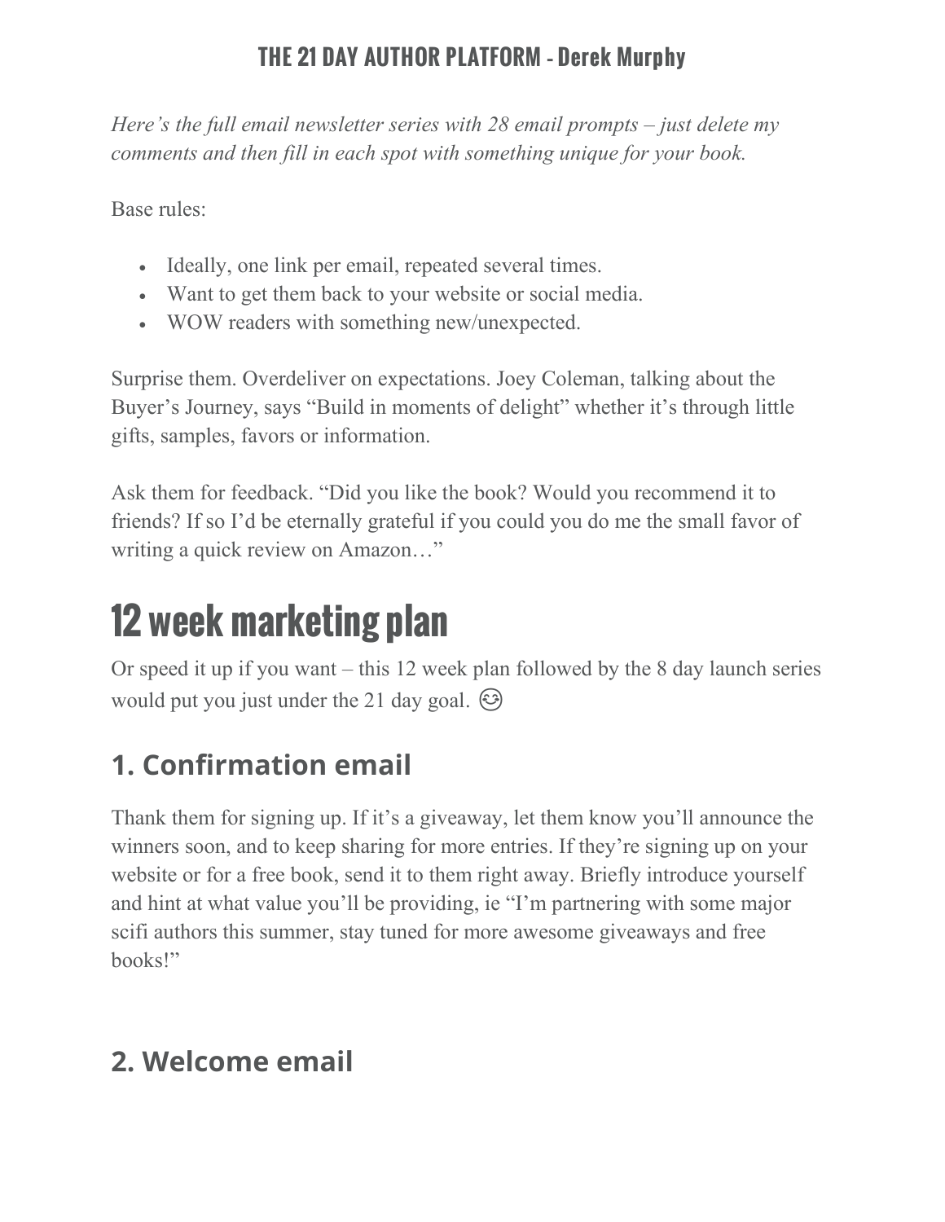*Here's the full email newsletter series with 28 email prompts – just delete my comments and then fill in each spot with something unique for your book.*

Base rules:

- Ideally, one link per email, repeated several times.
- Want to get them back to your website or social media.
- WOW readers with something new/unexpected.

Surprise them. Overdeliver on expectations. Joey Coleman, talking about the Buyer's Journey, says "Build in moments of delight" whether it's through little gifts, samples, favors or information.

Ask them for feedback. "Did you like the book? Would you recommend it to friends? If so I'd be eternally grateful if you could you do me the small favor of writing a quick review on Amazon…"

# 12 week marketing plan

Or speed it up if you want – this 12 week plan followed by the 8 day launch series would put you just under the 21 day goal. 😌

## 1. Confirmation email

Thank them for signing up. If it's a giveaway, let them know you'll announce the winners soon, and to keep sharing for more entries. If they're signing up on your website or for a free book, send it to them right away. Briefly introduce yourself and hint at what value you'll be providing, ie "I'm partnering with some major scifi authors this summer, stay tuned for more awesome giveaways and free books!"

## 2. Welcome email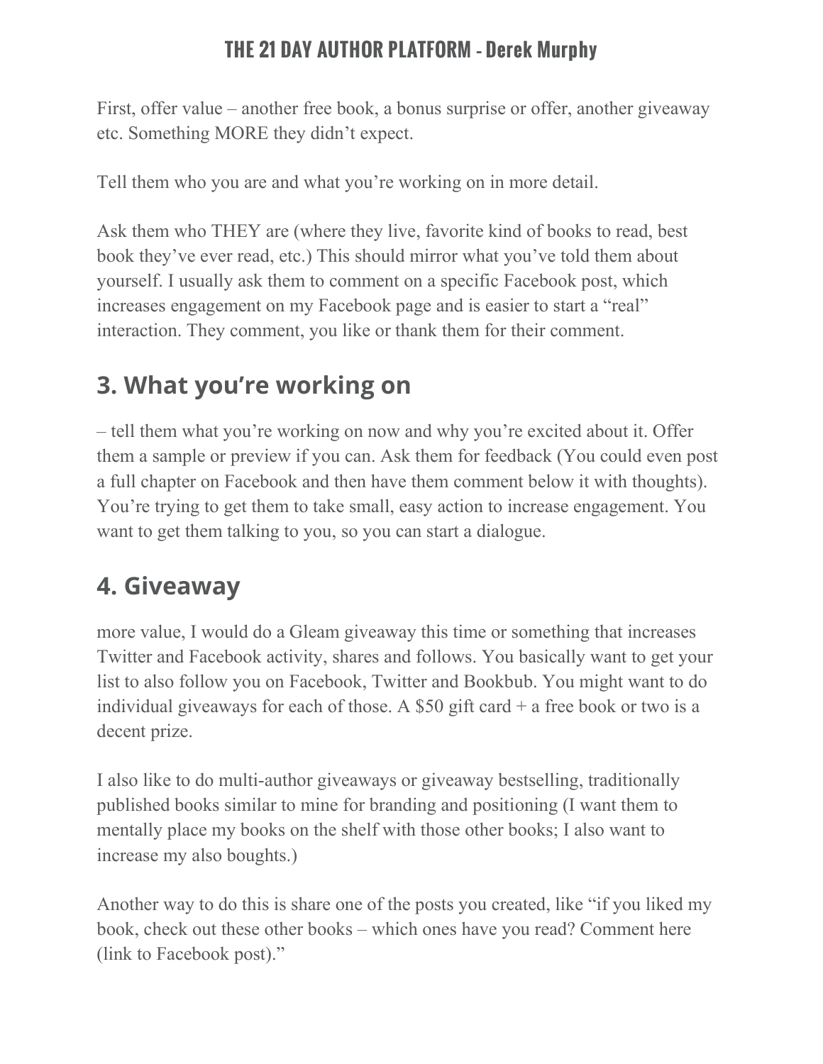First, offer value – another free book, a bonus surprise or offer, another giveaway etc. Something MORE they didn't expect.

Tell them who you are and what you're working on in more detail.

Ask them who THEY are (where they live, favorite kind of books to read, best book they've ever read, etc.) This should mirror what you've told them about yourself. I usually ask them to comment on a specific Facebook post, which increases engagement on my Facebook page and is easier to start a "real" interaction. They comment, you like or thank them for their comment.

## 3. What you're working on

– tell them what you're working on now and why you're excited about it. Offer them a sample or preview if you can. Ask them for feedback (You could even post a full chapter on Facebook and then have them comment below it with thoughts). You're trying to get them to take small, easy action to increase engagement. You want to get them talking to you, so you can start a dialogue.

## 4. Giveaway

more value, I would do a Gleam giveaway this time or something that increases Twitter and Facebook activity, shares and follows. You basically want to get your list to also follow you on Facebook, Twitter and Bookbub. You might want to do individual giveaways for each of those. A $50 gift card + a free book or two is a decent prize.

I also like to do multi-author giveaways or giveaway bestselling, traditionally published books similar to mine for branding and positioning (I want them to mentally place my books on the shelf with those other books; I also want to increase my also boughts.)

Another way to do this is share one of the posts you created, like "if you liked my book, check out these other books – which ones have you read? Comment here (link to Facebook post)."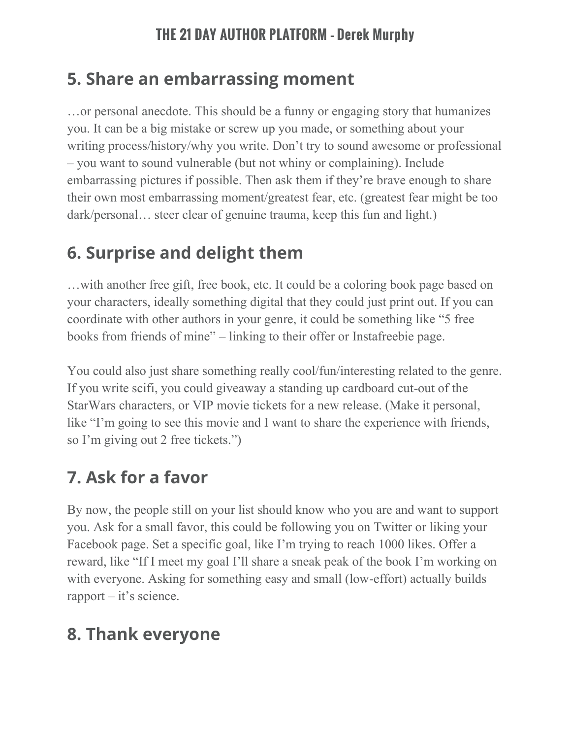## 5. Share an embarrassing moment

…or personal anecdote. This should be a funny or engaging story that humanizes you. It can be a big mistake or screw up you made, or something about your writing process/history/why you write. Don't try to sound awesome or professional – you want to sound vulnerable (but not whiny or complaining). Include embarrassing pictures if possible. Then ask them if they're brave enough to share their own most embarrassing moment/greatest fear, etc. (greatest fear might be too dark/personal… steer clear of genuine trauma, keep this fun and light.)

## 6. Surprise and delight them

…with another free gift, free book, etc. It could be a coloring book page based on your characters, ideally something digital that they could just print out. If you can coordinate with other authors in your genre, it could be something like "5 free books from friends of mine" – linking to their offer or Instafreebie page.

You could also just share something really cool/fun/interesting related to the genre. If you write scifi, you could giveaway a standing up cardboard cut-out of the StarWars characters, or VIP movie tickets for a new release. (Make it personal, like "I'm going to see this movie and I want to share the experience with friends, so I'm giving out 2 free tickets.")

## 7. Ask for a favor

By now, the people still on your list should know who you are and want to support you. Ask for a small favor, this could be following you on Twitter or liking your Facebook page. Set a specific goal, like I'm trying to reach 1000 likes. Offer a reward, like "If I meet my goal I'll share a sneak peak of the book I'm working on with everyone. Asking for something easy and small (low-effort) actually builds rapport – it's science.

## 8. Thank everyone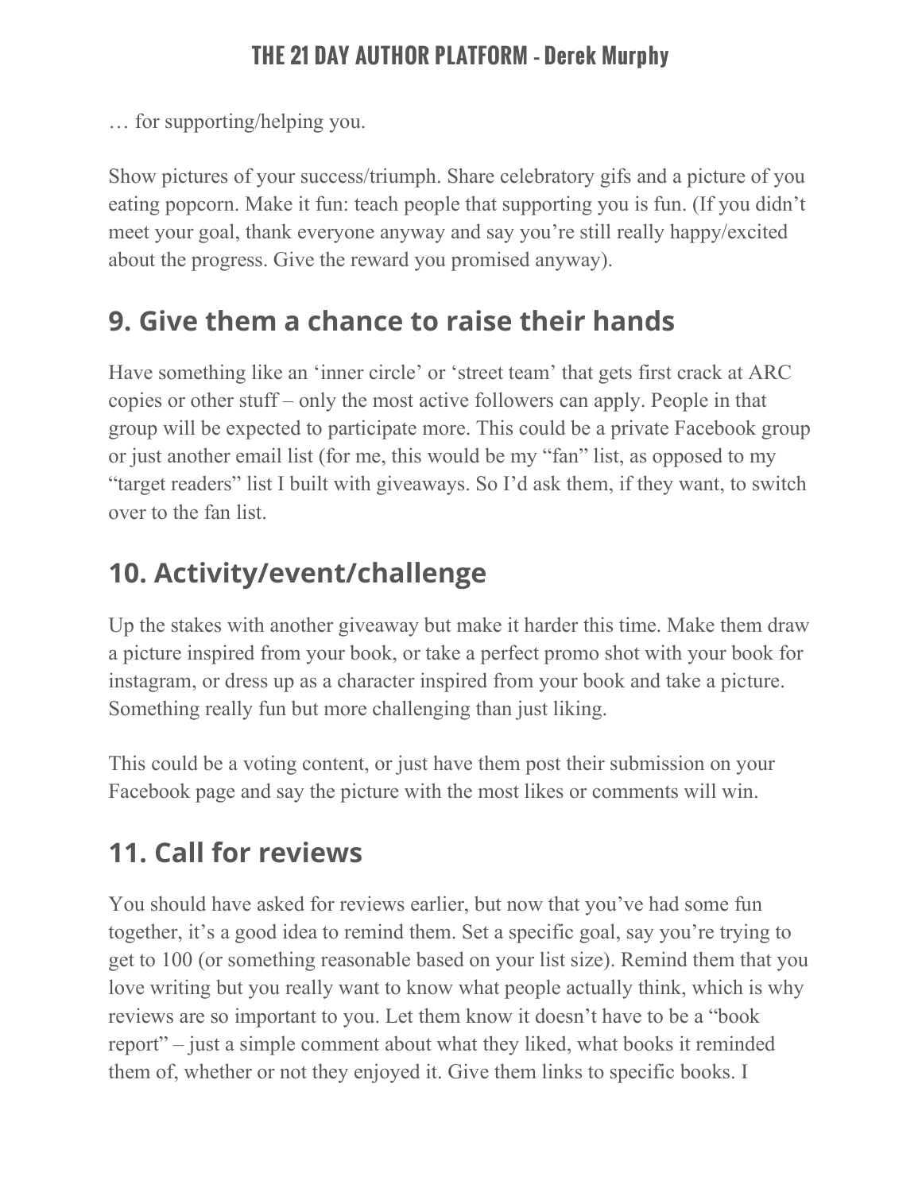… for supporting/helping you.

Show pictures of your success/triumph. Share celebratory gifs and a picture of you eating popcorn. Make it fun: teach people that supporting you is fun. (If you didn't meet your goal, thank everyone anyway and say you're still really happy/excited about the progress. Give the reward you promised anyway).

## 9. Give them a chance to raise their hands

Have something like an 'inner circle' or 'street team' that gets first crack at ARC copies or other stuff – only the most active followers can apply. People in that group will be expected to participate more. This could be a private Facebook group or just another email list (for me, this would be my "fan" list, as opposed to my "target readers" list I built with giveaways. So I'd ask them, if they want, to switch over to the fan list.

## 10. Activity/event/challenge

Up the stakes with another giveaway but make it harder this time. Make them draw a picture inspired from your book, or take a perfect promo shot with your book for instagram, or dress up as a character inspired from your book and take a picture. Something really fun but more challenging than just liking.

This could be a voting content, or just have them post their submission on your Facebook page and say the picture with the most likes or comments will win.

## 11. Call for reviews

You should have asked for reviews earlier, but now that you've had some fun together, it's a good idea to remind them. Set a specific goal, say you're trying to get to 100 (or something reasonable based on your list size). Remind them that you love writing but you really want to know what people actually think, which is why reviews are so important to you. Let them know it doesn't have to be a "book report" – just a simple comment about what they liked, what books it reminded them of, whether or not they enjoyed it. Give them links to specific books. I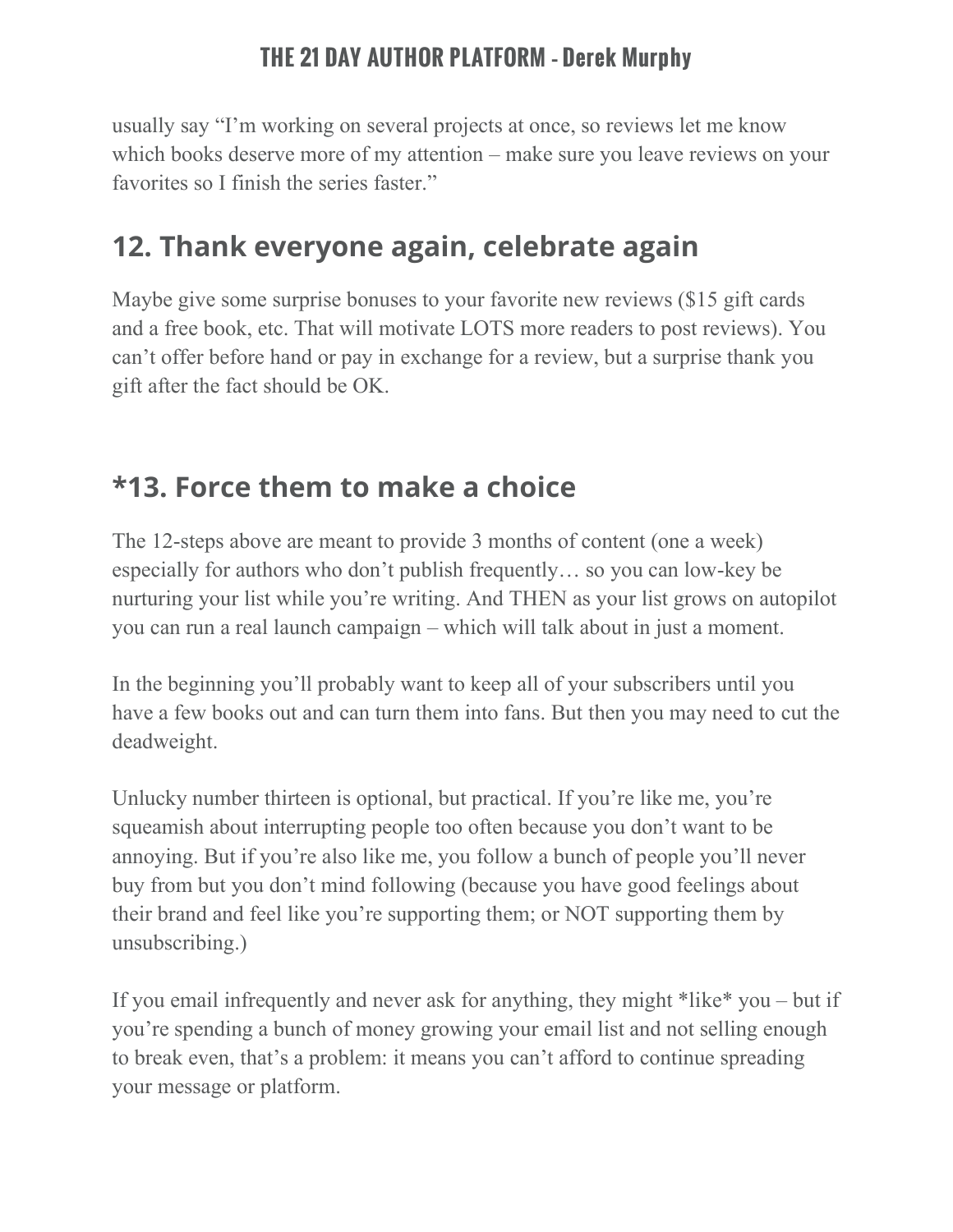usually say "I'm working on several projects at once, so reviews let me know which books deserve more of my attention – make sure you leave reviews on your favorites so I finish the series faster."

## 12. Thank everyone again, celebrate again

Maybe give some surprise bonuses to your favorite new reviews ($15 gift cards and a free book, etc. That will motivate LOTS more readers to post reviews). You can't offer before hand or pay in exchange for a review, but a surprise thank you gift after the fact should be OK.

## *13. Force them to make a choice

The 12-steps above are meant to provide 3 months of content (one a week) especially for authors who don't publish frequently… so you can low-key be nurturing your list while you're writing. And THEN as your list grows on autopilot you can run a real launch campaign – which will talk about in just a moment.

In the beginning you'll probably want to keep all of your subscribers until you have a few books out and can turn them into fans. But then you may need to cut the deadweight.

Unlucky number thirteen is optional, but practical. If you're like me, you're squeamish about interrupting people too often because you don't want to be annoying. But if you're also like me, you follow a bunch of people you'll never buy from but you don't mind following (because you have good feelings about their brand and feel like you're supporting them; or NOT supporting them by unsubscribing.)

If you email infrequently and never ask for anything, they might *like* you – but if you're spending a bunch of money growing your email list and not selling enough to break even, that's a problem: it means you can't afford to continue spreading your message or platform.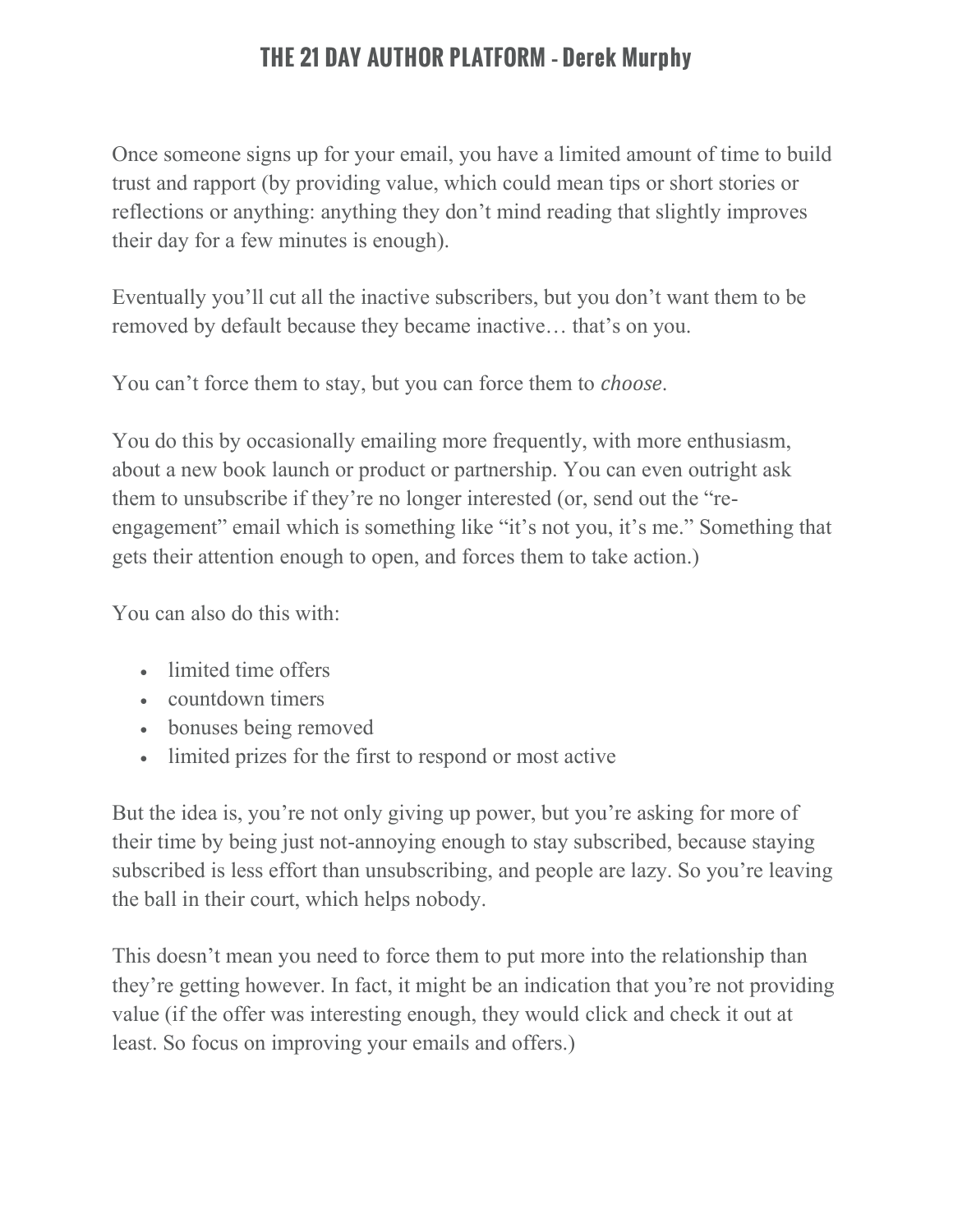Once someone signs up for your email, you have a limited amount of time to build trust and rapport (by providing value, which could mean tips or short stories or reflections or anything: anything they don't mind reading that slightly improves their day for a few minutes is enough).

Eventually you'll cut all the inactive subscribers, but you don't want them to be removed by default because they became inactive… that's on you.

You can't force them to stay, but you can force them to *choose*.

You do this by occasionally emailing more frequently, with more enthusiasm, about a new book launch or product or partnership. You can even outright ask them to unsubscribe if they're no longer interested (or, send out the "re-engagement" email which is something like "it's not you, it's me." Something that gets their attention enough to open, and forces them to take action.)

You can also do this with:

- limited time offers
- countdown timers
- bonuses being removed
- limited prizes for the first to respond or most active

But the idea is, you're not only giving up power, but you're asking for more of their time by being just not-annoying enough to stay subscribed, because staying subscribed is less effort than unsubscribing, and people are lazy. So you're leaving the ball in their court, which helps nobody.

This doesn't mean you need to force them to put more into the relationship than they're getting however. In fact, it might be an indication that you're not providing value (if the offer was interesting enough, they would click and check it out at least. So focus on improving your emails and offers.)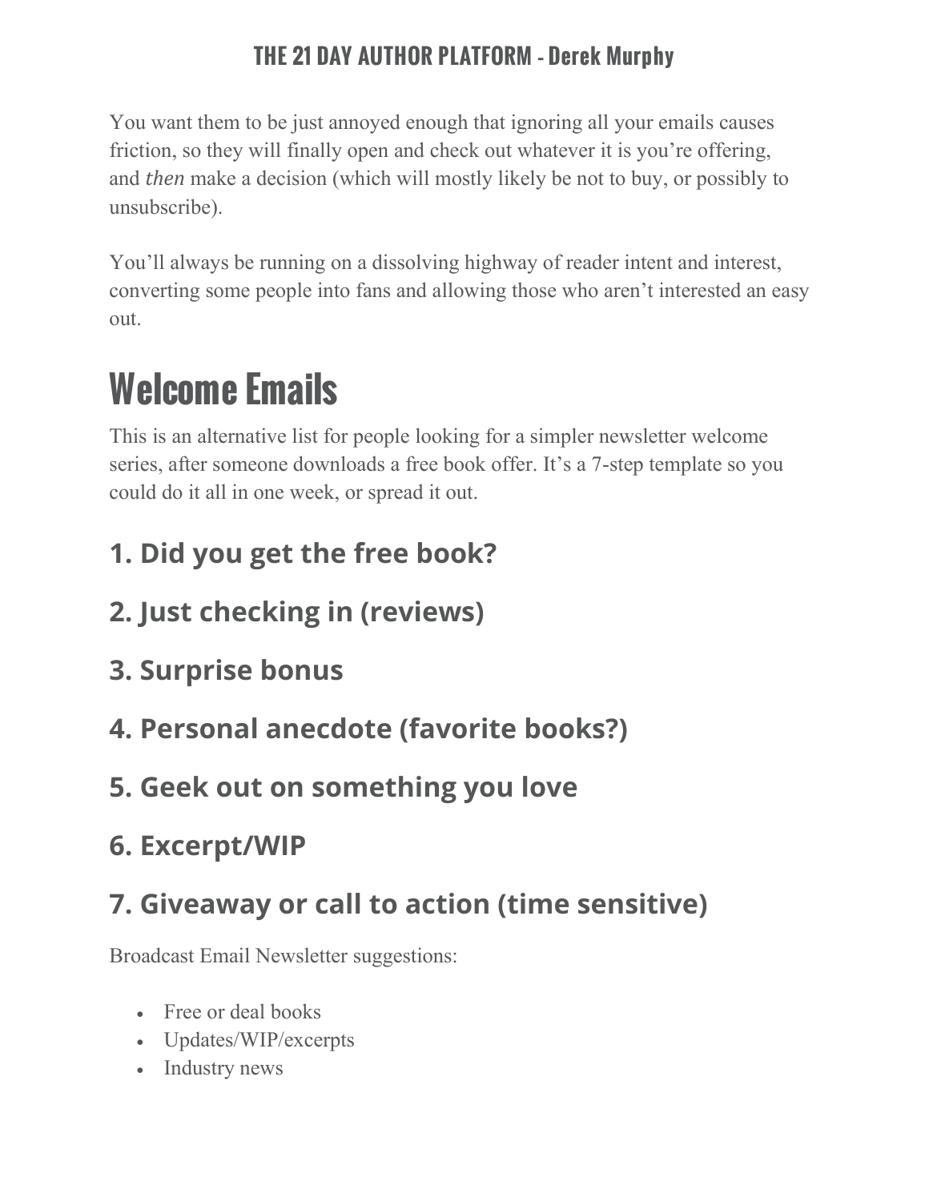You want them to be just annoyed enough that ignoring all your emails causes friction, so they will finally open and check out whatever it is you're offering, and *then* make a decision (which will mostly likely be not to buy, or possibly to unsubscribe).

You'll always be running on a dissolving highway of reader intent and interest, converting some people into fans and allowing those who aren't interested an easy out.

# Welcome Emails

This is an alternative list for people looking for a simpler newsletter welcome series, after someone downloads a free book offer. It's a 7-step template so you could do it all in one week, or spread it out.

## 1. Did you get the free book?

## 2. Just checking in (reviews)

## 3. Surprise bonus

## 4. Personal anecdote (favorite books?)

## 5. Geek out on something you love

## 6. Excerpt/WIP

## 7. Giveaway or call to action (time sensitive)

Broadcast Email Newsletter suggestions:

- Free or deal books
- Updates/WIP/excerpts
- Industry news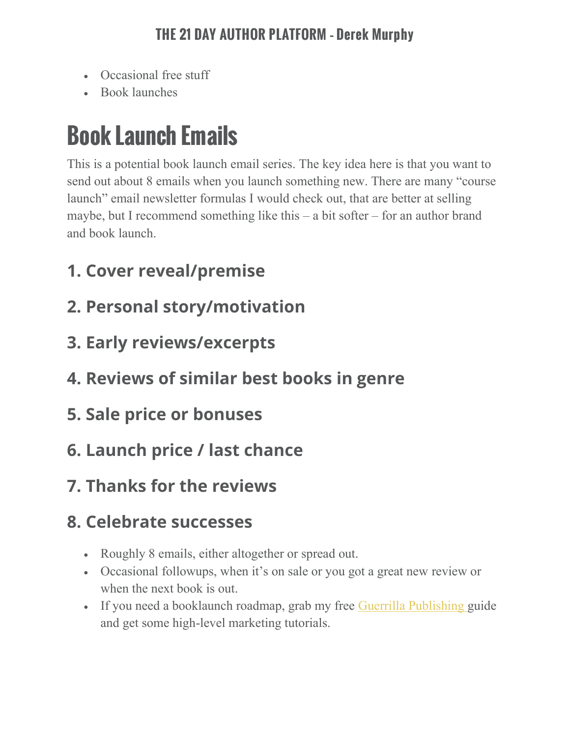- Occasional free stuff
- Book launches

# Book Launch Emails

This is a potential book launch email series. The key idea here is that you want to send out about 8 emails when you launch something new. There are many "course launch" email newsletter formulas I would check out, that are better at selling maybe, but I recommend something like this – a bit softer – for an author brand and book launch.

## 1. Cover reveal/premise

## 2. Personal story/motivation

## 3. Early reviews/excerpts

## 4. Reviews of similar best books in genre

## 5. Sale price or bonuses

## 6. Launch price / last chance

## 7. Thanks for the reviews

## 8. Celebrate successes

- Roughly 8 emails, either altogether or spread out.
- Occasional followups, when it's on sale or you got a great new review or when the next book is out.
- If you need a booklaunch roadmap, grab my free Guerrilla Publishing guide and get some high-level marketing tutorials.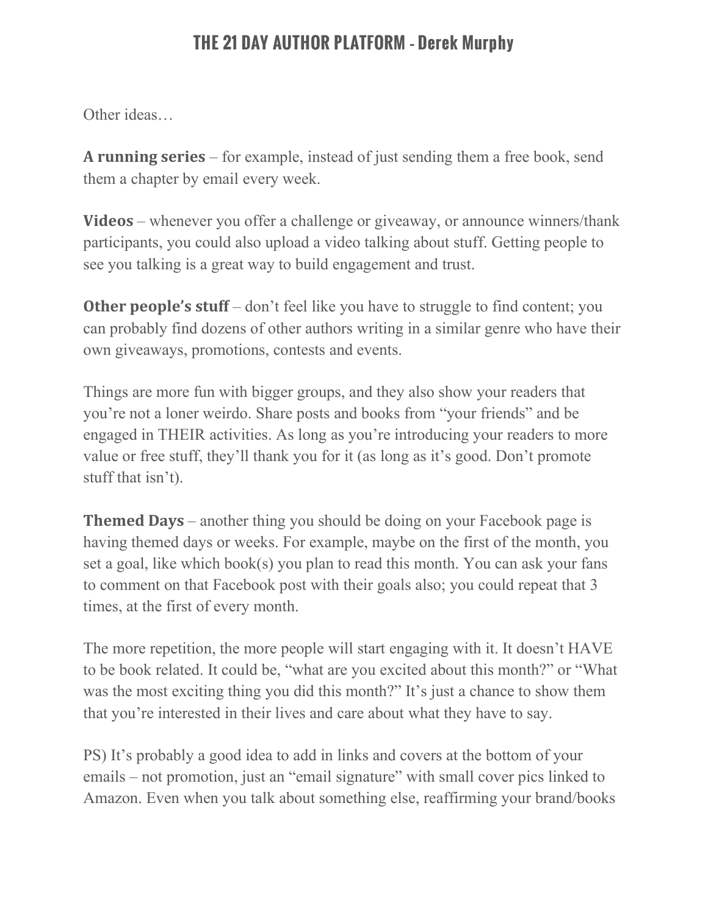Other ideas…

**A running series** – for example, instead of just sending them a free book, send them a chapter by email every week.

**Videos** – whenever you offer a challenge or giveaway, or announce winners/thank participants, you could also upload a video talking about stuff. Getting people to see you talking is a great way to build engagement and trust.

**Other people's stuff** – don't feel like you have to struggle to find content; you can probably find dozens of other authors writing in a similar genre who have their own giveaways, promotions, contests and events.

Things are more fun with bigger groups, and they also show your readers that you're not a loner weirdo. Share posts and books from "your friends" and be engaged in THEIR activities. As long as you're introducing your readers to more value or free stuff, they'll thank you for it (as long as it's good. Don't promote stuff that isn't).

**Themed Days** – another thing you should be doing on your Facebook page is having themed days or weeks. For example, maybe on the first of the month, you set a goal, like which book(s) you plan to read this month. You can ask your fans to comment on that Facebook post with their goals also; you could repeat that 3 times, at the first of every month.

The more repetition, the more people will start engaging with it. It doesn't HAVE to be book related. It could be, "what are you excited about this month?" or "What was the most exciting thing you did this month?" It's just a chance to show them that you're interested in their lives and care about what they have to say.

PS) It's probably a good idea to add in links and covers at the bottom of your emails – not promotion, just an "email signature" with small cover pics linked to Amazon. Even when you talk about something else, reaffirming your brand/books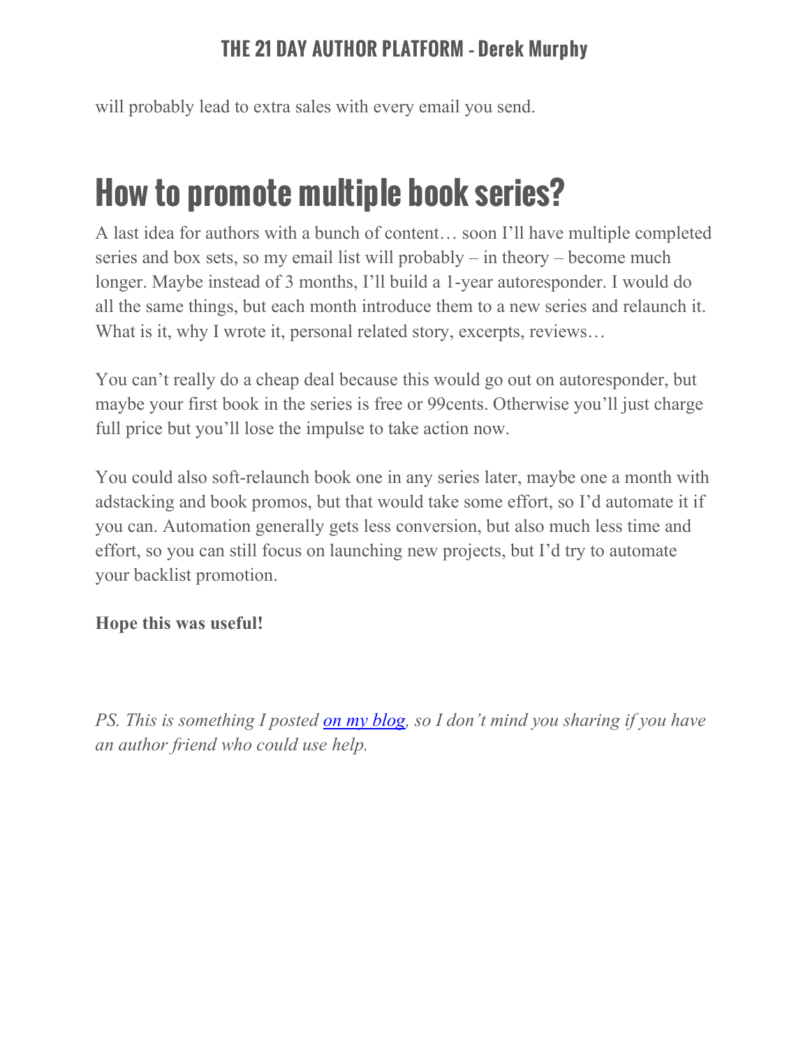will probably lead to extra sales with every email you send.

# How to promote multiple book series?

A last idea for authors with a bunch of content… soon I'll have multiple completed series and box sets, so my email list will probably – in theory – become much longer. Maybe instead of 3 months, I'll build a 1-year autoresponder. I would do all the same things, but each month introduce them to a new series and relaunch it. What is it, why I wrote it, personal related story, excerpts, reviews…

You can't really do a cheap deal because this would go out on autoresponder, but maybe your first book in the series is free or 99cents. Otherwise you'll just charge full price but you'll lose the impulse to take action now.

You could also soft-relaunch book one in any series later, maybe one a month with adstacking and book promos, but that would take some effort, so I'd automate it if you can. Automation generally gets less conversion, but also much less time and effort, so you can still focus on launching new projects, but I'd try to automate your backlist promotion.

**Hope this was useful!**

*PS. This is something I posted [on my blog](), so I don't mind you sharing if you have an author friend who could use help.*